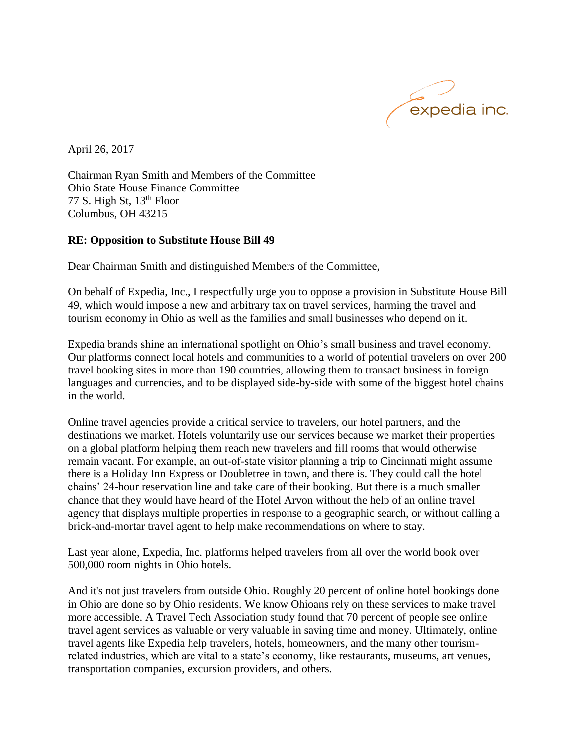expedia inc.

April 26, 2017

Chairman Ryan Smith and Members of the Committee
Ohio State House Finance Committee
77 S. High St, 13th Floor
Columbus, OH 43215

**RE: Opposition to Substitute House Bill 49**

Dear Chairman Smith and distinguished Members of the Committee,

On behalf of Expedia, Inc., I respectfully urge you to oppose a provision in Substitute House Bill 49, which would impose a new and arbitrary tax on travel services, harming the travel and tourism economy in Ohio as well as the families and small businesses who depend on it.

Expedia brands shine an international spotlight on Ohio's small business and travel economy. Our platforms connect local hotels and communities to a world of potential travelers on over 200 travel booking sites in more than 190 countries, allowing them to transact business in foreign languages and currencies, and to be displayed side-by-side with some of the biggest hotel chains in the world.

Online travel agencies provide a critical service to travelers, our hotel partners, and the destinations we market. Hotels voluntarily use our services because we market their properties on a global platform helping them reach new travelers and fill rooms that would otherwise remain vacant. For example, an out-of-state visitor planning a trip to Cincinnati might assume there is a Holiday Inn Express or Doubletree in town, and there is. They could call the hotel chains' 24-hour reservation line and take care of their booking. But there is a much smaller chance that they would have heard of the Hotel Arvon without the help of an online travel agency that displays multiple properties in response to a geographic search, or without calling a brick-and-mortar travel agent to help make recommendations on where to stay.

Last year alone, Expedia, Inc. platforms helped travelers from all over the world book over 500,000 room nights in Ohio hotels.

And it's not just travelers from outside Ohio. Roughly 20 percent of online hotel bookings done in Ohio are done so by Ohio residents. We know Ohioans rely on these services to make travel more accessible. A Travel Tech Association study found that 70 percent of people see online travel agent services as valuable or very valuable in saving time and money. Ultimately, online travel agents like Expedia help travelers, hotels, homeowners, and the many other tourism-related industries, which are vital to a state's economy, like restaurants, museums, art venues, transportation companies, excursion providers, and others.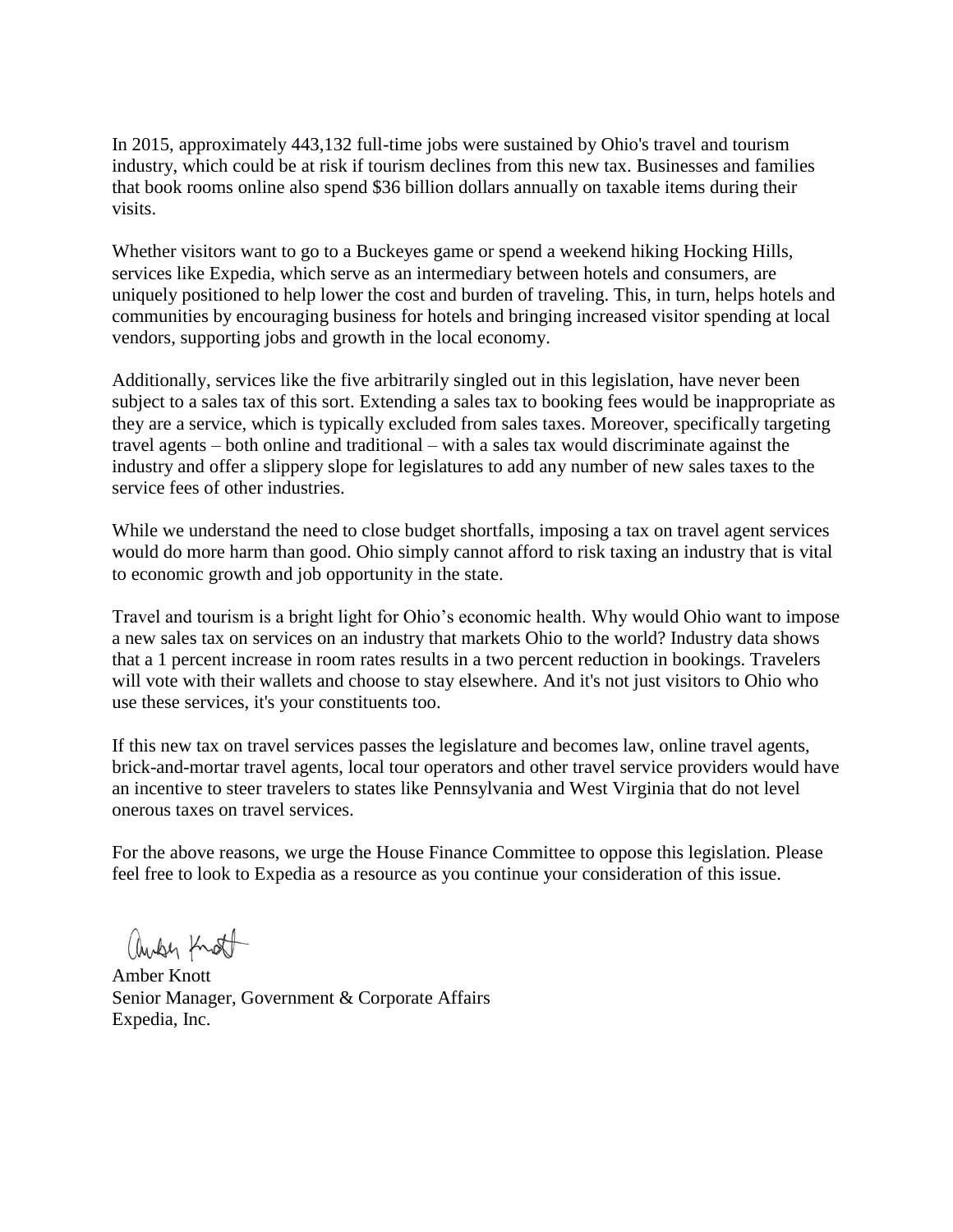In 2015, approximately 443,132 full-time jobs were sustained by Ohio's travel and tourism industry, which could be at risk if tourism declines from this new tax. Businesses and families that book rooms online also spend $36 billion dollars annually on taxable items during their visits.

Whether visitors want to go to a Buckeyes game or spend a weekend hiking Hocking Hills, services like Expedia, which serve as an intermediary between hotels and consumers, are uniquely positioned to help lower the cost and burden of traveling. This, in turn, helps hotels and communities by encouraging business for hotels and bringing increased visitor spending at local vendors, supporting jobs and growth in the local economy.

Additionally, services like the five arbitrarily singled out in this legislation, have never been subject to a sales tax of this sort. Extending a sales tax to booking fees would be inappropriate as they are a service, which is typically excluded from sales taxes. Moreover, specifically targeting travel agents – both online and traditional – with a sales tax would discriminate against the industry and offer a slippery slope for legislatures to add any number of new sales taxes to the service fees of other industries.

While we understand the need to close budget shortfalls, imposing a tax on travel agent services would do more harm than good. Ohio simply cannot afford to risk taxing an industry that is vital to economic growth and job opportunity in the state.

Travel and tourism is a bright light for Ohio's economic health. Why would Ohio want to impose a new sales tax on services on an industry that markets Ohio to the world? Industry data shows that a 1 percent increase in room rates results in a two percent reduction in bookings. Travelers will vote with their wallets and choose to stay elsewhere. And it's not just visitors to Ohio who use these services, it's your constituents too.

If this new tax on travel services passes the legislature and becomes law, online travel agents, brick-and-mortar travel agents, local tour operators and other travel service providers would have an incentive to steer travelers to states like Pennsylvania and West Virginia that do not level onerous taxes on travel services.

For the above reasons, we urge the House Finance Committee to oppose this legislation. Please feel free to look to Expedia as a resource as you continue your consideration of this issue.

Amber Knott
Senior Manager, Government & Corporate Affairs
Expedia, Inc.